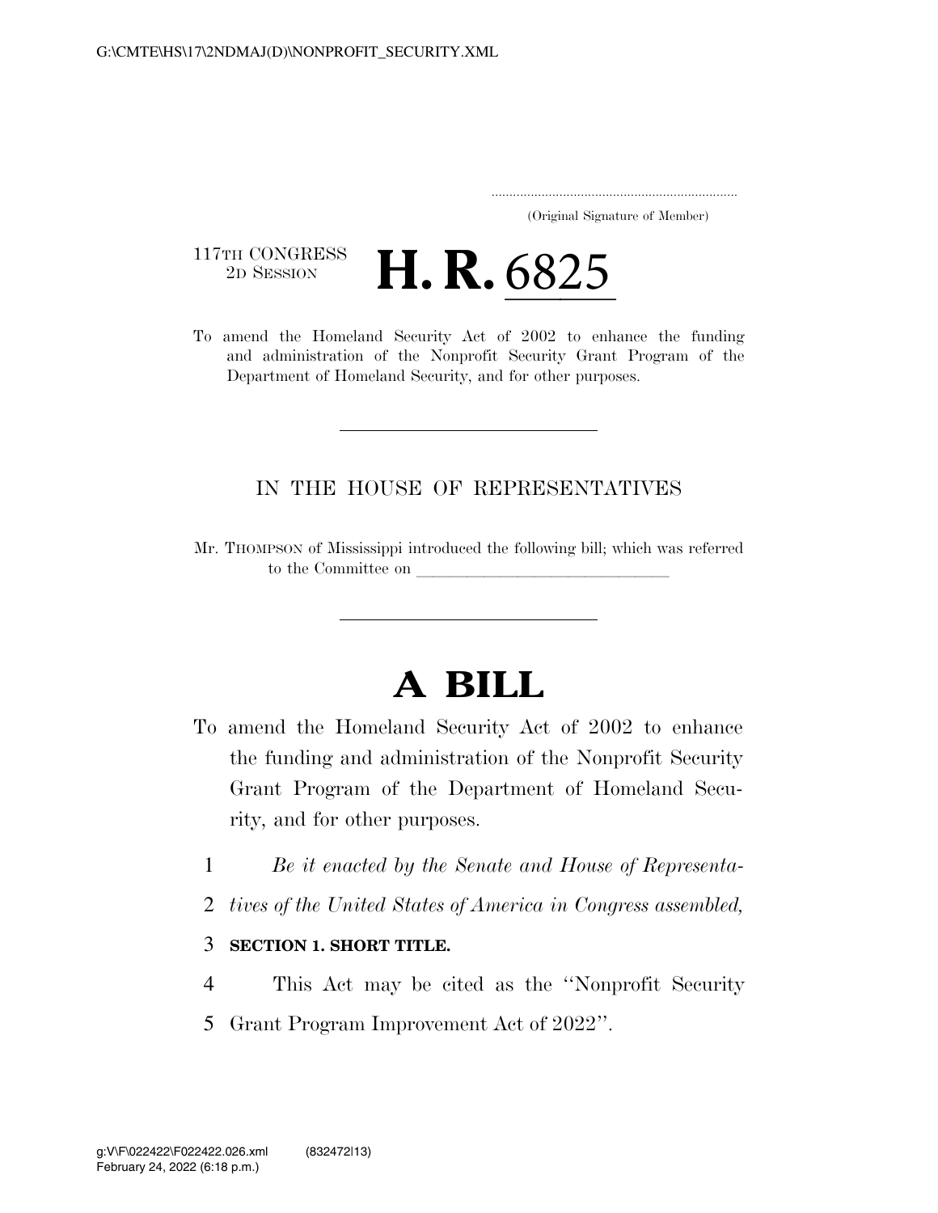(Original Signature of Member)

117TH CONGRESS
2D SESSION

# H. R. 6825

To amend the Homeland Security Act of 2002 to enhance the funding and administration of the Nonprofit Security Grant Program of the Department of Homeland Security, and for other purposes.

IN THE HOUSE OF REPRESENTATIVES

Mr. THOMPSON of Mississippi introduced the following bill; which was referred to the Committee on \_\_\_\_\_\_\_\_\_\_\_\_\_\_\_\_\_\_\_\_\_\_\_\_\_\_\_\_\_\_

# A BILL

To amend the Homeland Security Act of 2002 to enhance the funding and administration of the Nonprofit Security Grant Program of the Department of Homeland Security, and for other purposes.

1 *Be it enacted by the Senate and House of Representa-*
2 *tives of the United States of America in Congress assembled,*

3 **SECTION 1. SHORT TITLE.**

4 This Act may be cited as the ''Nonprofit Security
5 Grant Program Improvement Act of 2022''.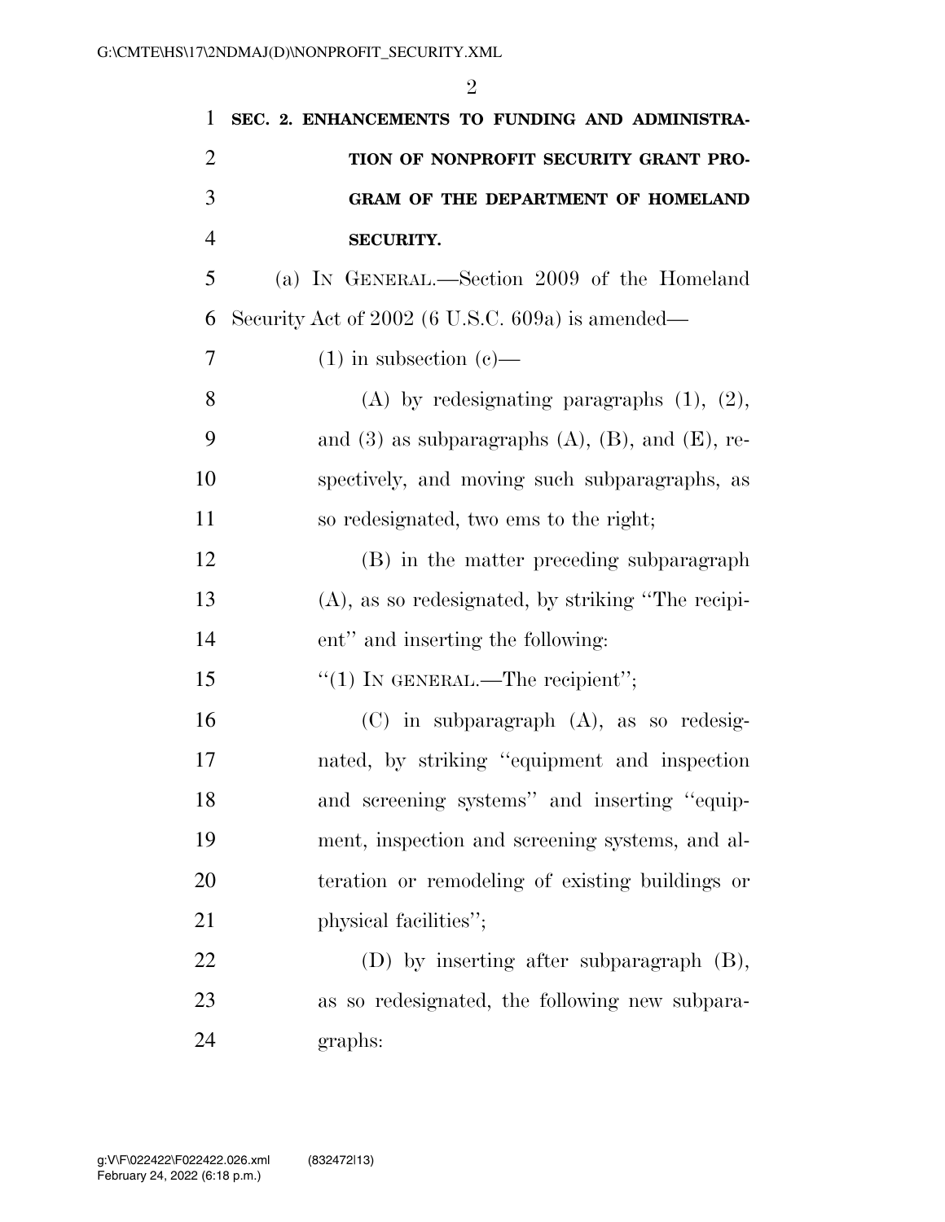**SEC. 2. ENHANCEMENTS TO FUNDING AND ADMINISTRATION OF NONPROFIT SECURITY GRANT PROGRAM OF THE DEPARTMENT OF HOMELAND SECURITY.**

(a) IN GENERAL.—Section 2009 of the Homeland Security Act of 2002 (6 U.S.C. 609a) is amended—

(1) in subsection (c)—

(A) by redesignating paragraphs (1), (2), and (3) as subparagraphs (A), (B), and (E), respectively, and moving such subparagraphs, as so redesignated, two ems to the right;

(B) in the matter preceding subparagraph (A), as so redesignated, by striking "The recipient" and inserting the following:

"(1) IN GENERAL.—The recipient";

(C) in subparagraph (A), as so redesignated, by striking "equipment and inspection and screening systems" and inserting "equipment, inspection and screening systems, and alteration or remodeling of existing buildings or physical facilities";

(D) by inserting after subparagraph (B), as so redesignated, the following new subparagraphs: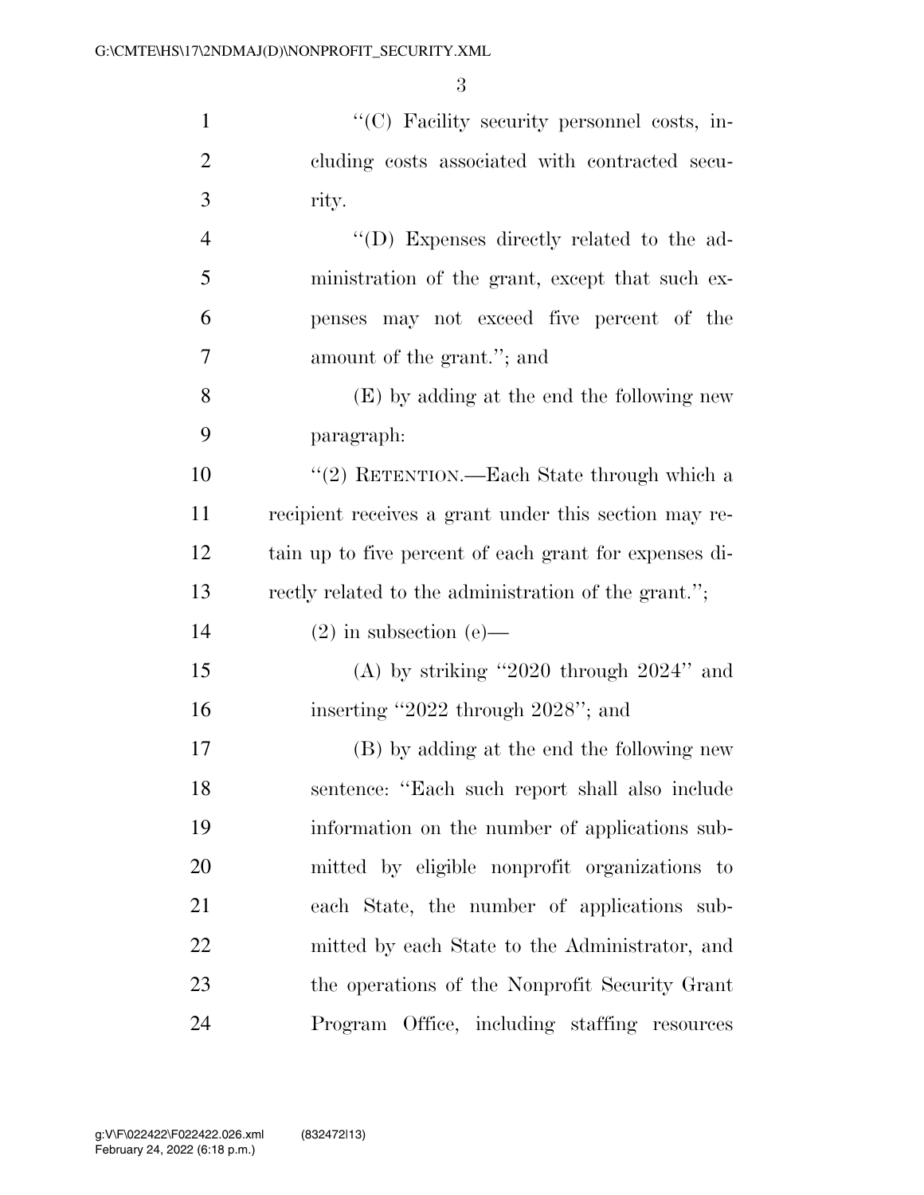"(C) Facility security personnel costs, including costs associated with contracted security.

"(D) Expenses directly related to the administration of the grant, except that such expenses may not exceed five percent of the amount of the grant."; and

(E) by adding at the end the following new paragraph:

"(2) RETENTION.—Each State through which a recipient receives a grant under this section may retain up to five percent of each grant for expenses directly related to the administration of the grant.";

(2) in subsection (e)—

(A) by striking "2020 through 2024" and inserting "2022 through 2028"; and

(B) by adding at the end the following new sentence: "Each such report shall also include information on the number of applications submitted by eligible nonprofit organizations to each State, the number of applications submitted by each State to the Administrator, and the operations of the Nonprofit Security Grant Program Office, including staffing resources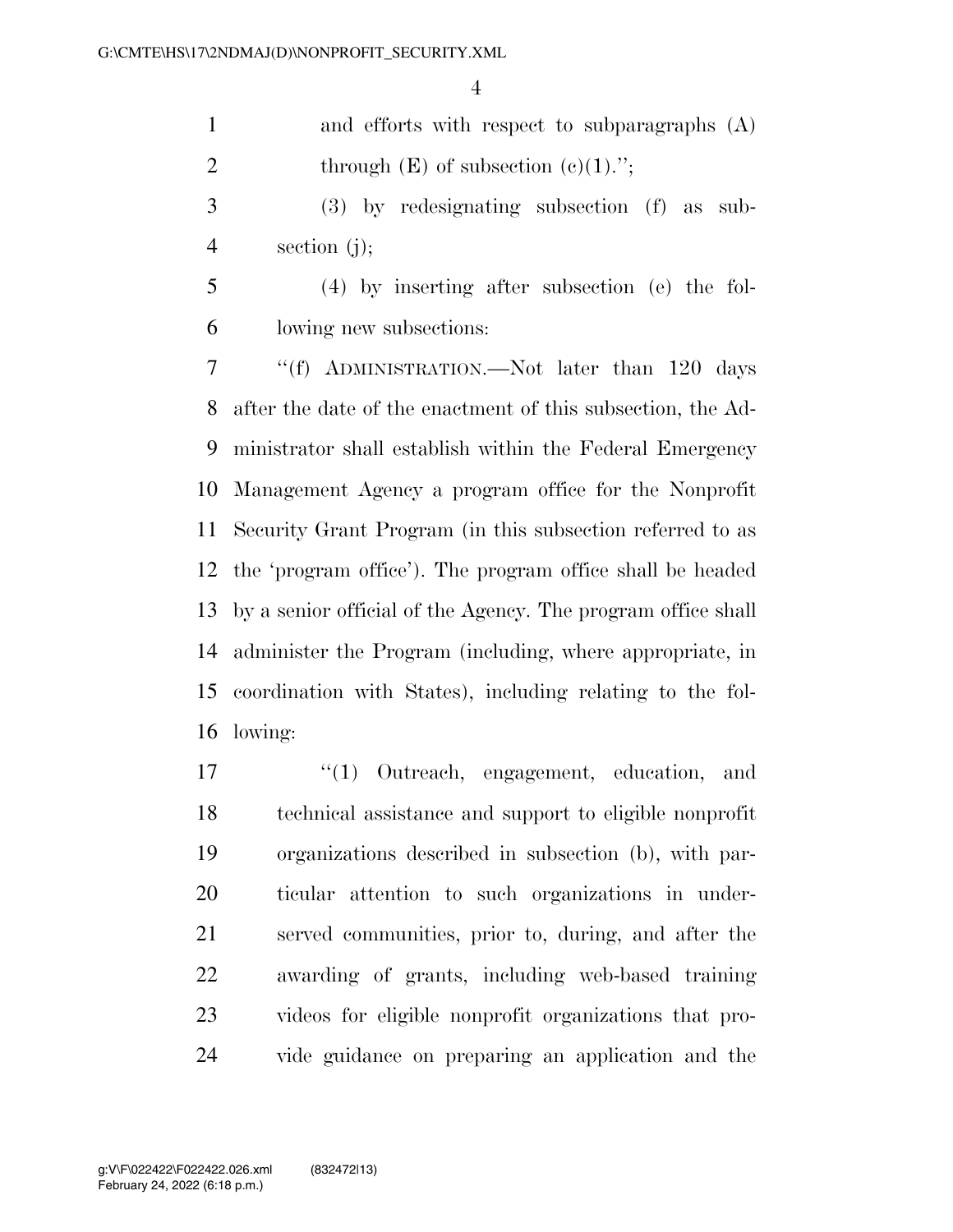and efforts with respect to subparagraphs (A) through (E) of subsection (c)(1).'';

(3) by redesignating subsection (f) as subsection (j);

(4) by inserting after subsection (e) the following new subsections:

''(f) ADMINISTRATION.—Not later than 120 days after the date of the enactment of this subsection, the Administrator shall establish within the Federal Emergency Management Agency a program office for the Nonprofit Security Grant Program (in this subsection referred to as the 'program office'). The program office shall be headed by a senior official of the Agency. The program office shall administer the Program (including, where appropriate, in coordination with States), including relating to the following:

''(1) Outreach, engagement, education, and technical assistance and support to eligible nonprofit organizations described in subsection (b), with particular attention to such organizations in underserved communities, prior to, during, and after the awarding of grants, including web-based training videos for eligible nonprofit organizations that provide guidance on preparing an application and the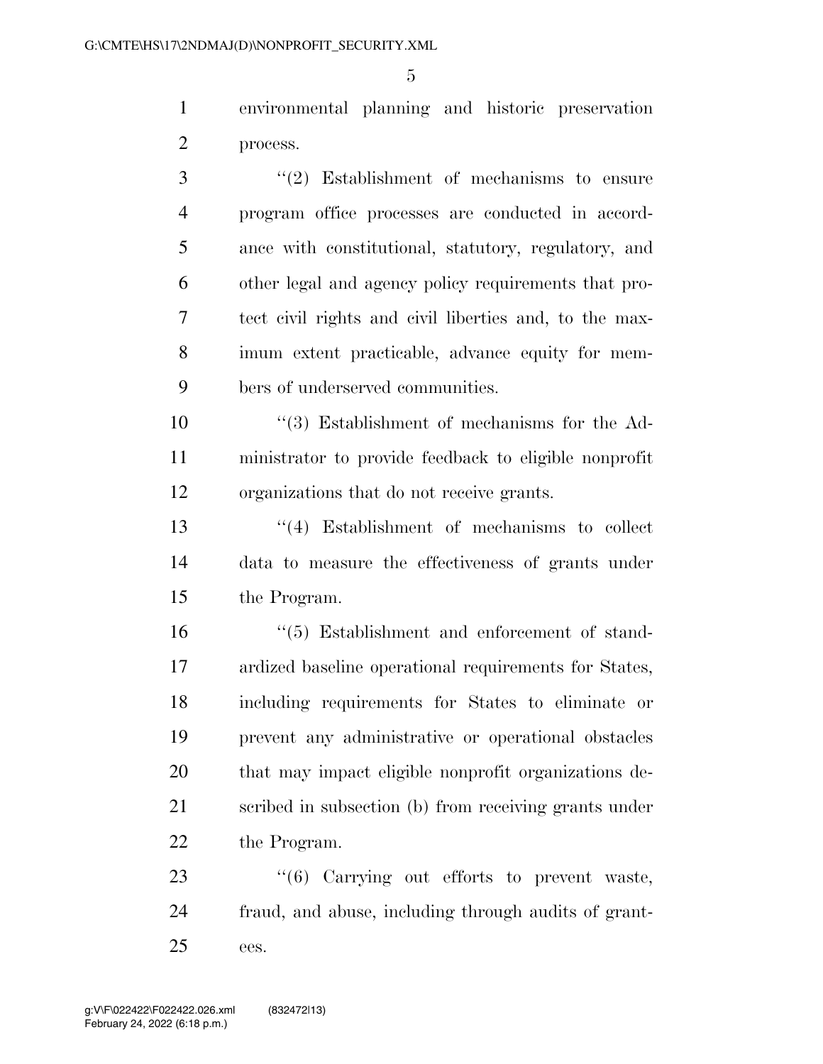environmental planning and historic preservation process.

"(2) Establishment of mechanisms to ensure program office processes are conducted in accordance with constitutional, statutory, regulatory, and other legal and agency policy requirements that protect civil rights and civil liberties and, to the maximum extent practicable, advance equity for members of underserved communities.

"(3) Establishment of mechanisms for the Administrator to provide feedback to eligible nonprofit organizations that do not receive grants.

"(4) Establishment of mechanisms to collect data to measure the effectiveness of grants under the Program.

"(5) Establishment and enforcement of standardized baseline operational requirements for States, including requirements for States to eliminate or prevent any administrative or operational obstacles that may impact eligible nonprofit organizations described in subsection (b) from receiving grants under the Program.

"(6) Carrying out efforts to prevent waste, fraud, and abuse, including through audits of grantees.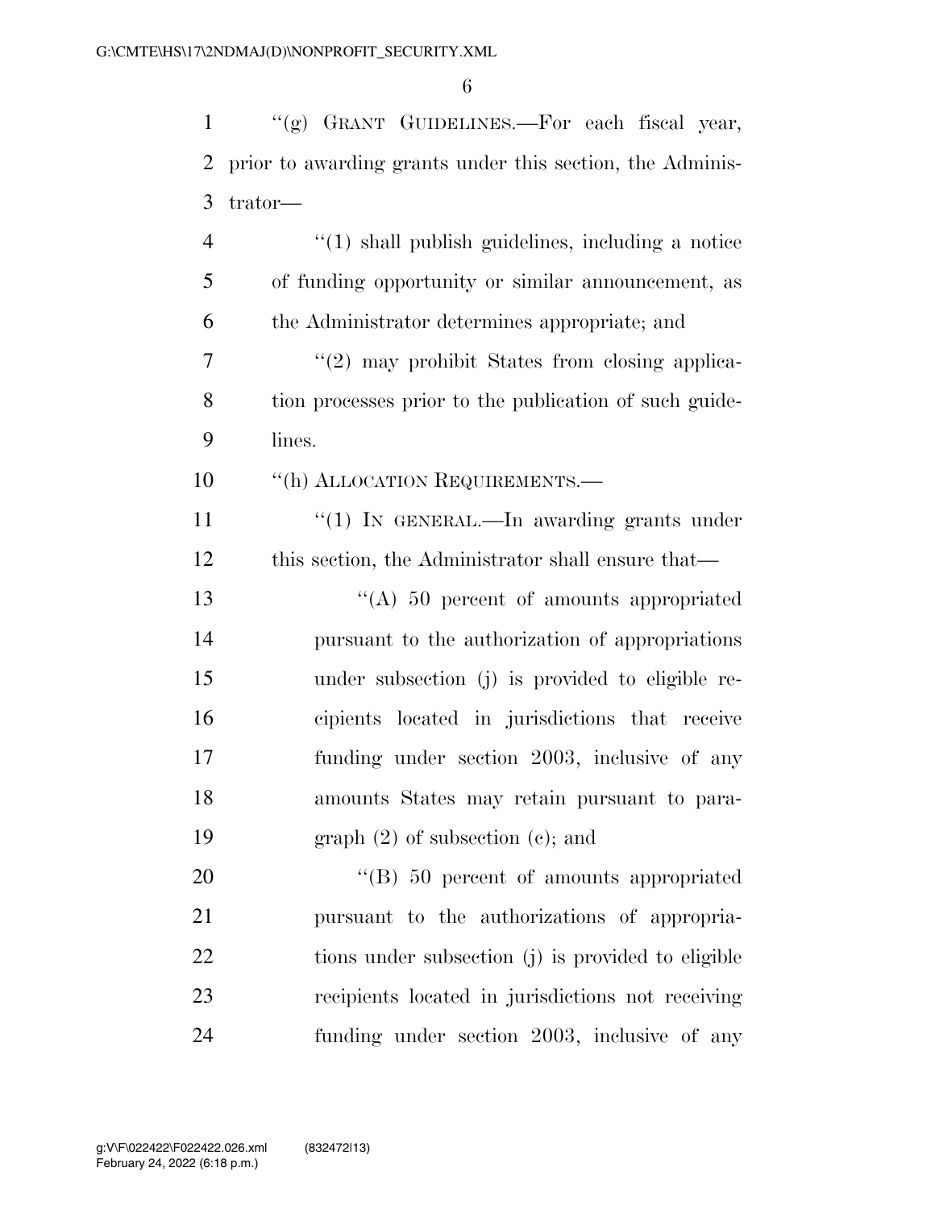"(g) GRANT GUIDELINES.—For each fiscal year, prior to awarding grants under this section, the Administrator—

"(1) shall publish guidelines, including a notice of funding opportunity or similar announcement, as the Administrator determines appropriate; and

"(2) may prohibit States from closing application processes prior to the publication of such guidelines.

"(h) ALLOCATION REQUIREMENTS.—

"(1) IN GENERAL.—In awarding grants under this section, the Administrator shall ensure that—

"(A) 50 percent of amounts appropriated pursuant to the authorization of appropriations under subsection (j) is provided to eligible recipients located in jurisdictions that receive funding under section 2003, inclusive of any amounts States may retain pursuant to paragraph (2) of subsection (c); and

"(B) 50 percent of amounts appropriated pursuant to the authorizations of appropriations under subsection (j) is provided to eligible recipients located in jurisdictions not receiving funding under section 2003, inclusive of any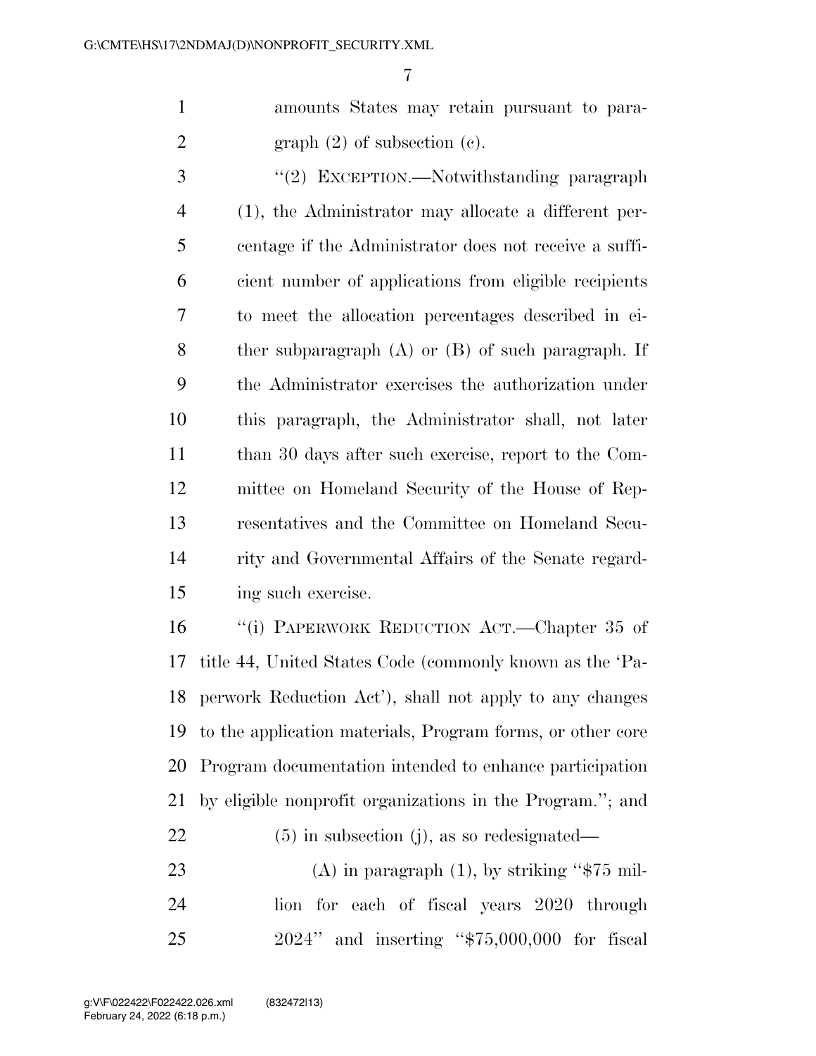amounts States may retain pursuant to paragraph (2) of subsection (c).

"(2) EXCEPTION.—Notwithstanding paragraph (1), the Administrator may allocate a different percentage if the Administrator does not receive a sufficient number of applications from eligible recipients to meet the allocation percentages described in either subparagraph (A) or (B) of such paragraph. If the Administrator exercises the authorization under this paragraph, the Administrator shall, not later than 30 days after such exercise, report to the Committee on Homeland Security of the House of Representatives and the Committee on Homeland Security and Governmental Affairs of the Senate regarding such exercise.

"(i) PAPERWORK REDUCTION ACT.—Chapter 35 of title 44, United States Code (commonly known as the 'Paperwork Reduction Act'), shall not apply to any changes to the application materials, Program forms, or other core Program documentation intended to enhance participation by eligible nonprofit organizations in the Program."; and

(5) in subsection (j), as so redesignated—

(A) in paragraph (1), by striking "$75 million for each of fiscal years 2020 through 2024" and inserting "$75,000,000 for fiscal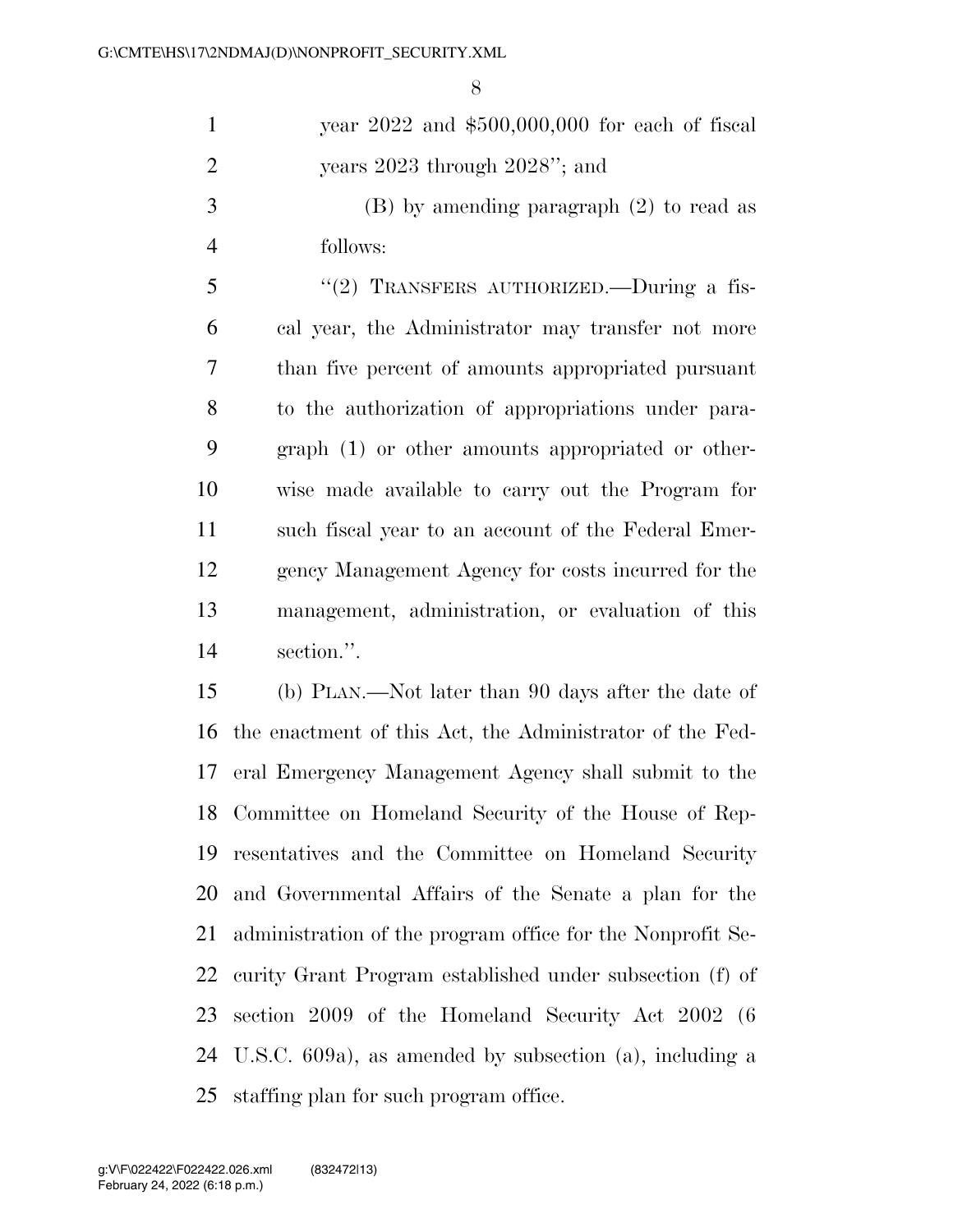year 2022 and $500,000,000 for each of fiscal years 2023 through 2028''; and

(B) by amending paragraph (2) to read as follows:

''(2) TRANSFERS AUTHORIZED.—During a fiscal year, the Administrator may transfer not more than five percent of amounts appropriated pursuant to the authorization of appropriations under paragraph (1) or other amounts appropriated or otherwise made available to carry out the Program for such fiscal year to an account of the Federal Emergency Management Agency for costs incurred for the management, administration, or evaluation of this section.''.

(b) PLAN.—Not later than 90 days after the date of the enactment of this Act, the Administrator of the Federal Emergency Management Agency shall submit to the Committee on Homeland Security of the House of Representatives and the Committee on Homeland Security and Governmental Affairs of the Senate a plan for the administration of the program office for the Nonprofit Security Grant Program established under subsection (f) of section 2009 of the Homeland Security Act 2002 (6 U.S.C. 609a), as amended by subsection (a), including a staffing plan for such program office.